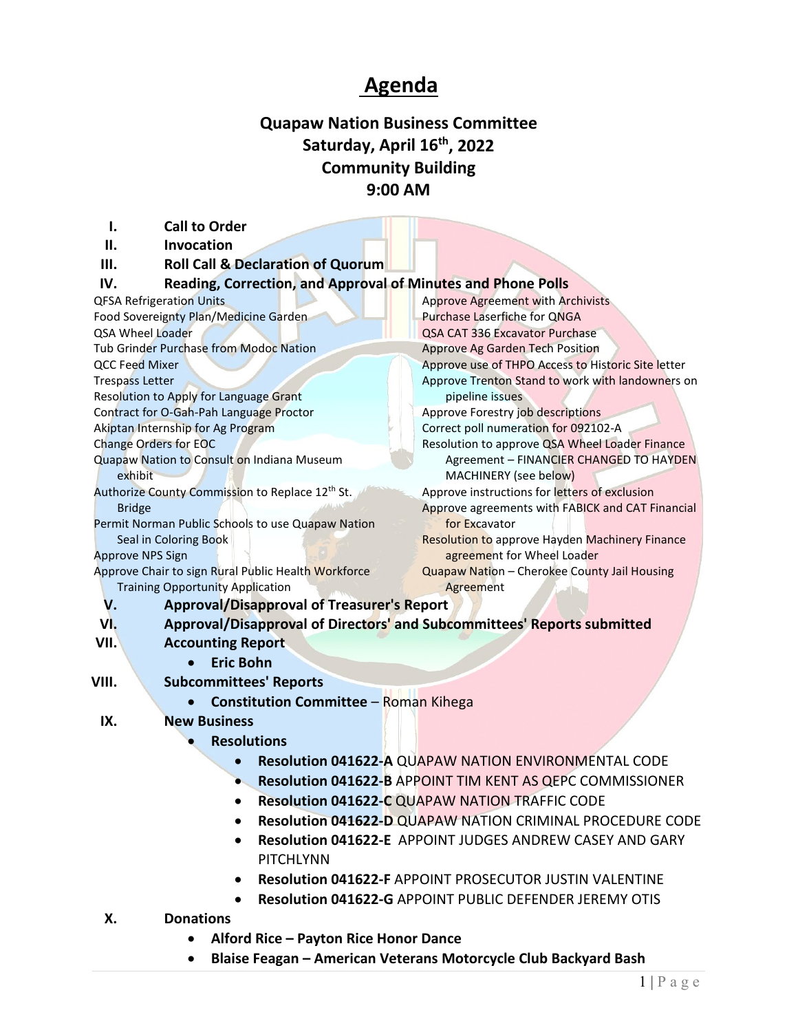# Agenda

## Quapaw Nation Business Committee
## Saturday, April 16th, 2022
## Community Building
## 9:00 AM

**I. Call to Order**

**II. Invocation**

**III. Roll Call & Declaration of Quorum**

**IV. Reading, Correction, and Approval of Minutes and Phone Polls**

- QFSA Refrigeration Units
- Food Sovereignty Plan/Medicine Garden
- QSA Wheel Loader
- Tub Grinder Purchase from Modoc Nation
- QCC Feed Mixer
- Trespass Letter
- Resolution to Apply for Language Grant
- Contract for O-Gah-Pah Language Proctor
- Akiptan Internship for Ag Program
- Change Orders for EOC
- Quapaw Nation to Consult on Indiana Museum exhibit
- Authorize County Commission to Replace 12th St. Bridge
- Permit Norman Public Schools to use Quapaw Nation Seal in Coloring Book
- Approve NPS Sign
- Approve Chair to sign Rural Public Health Workforce Training Opportunity Application
- Approve Agreement with Archivists
- Purchase Laserfiche for QNGA
- QSA CAT 336 Excavator Purchase
- Approve Ag Garden Tech Position
- Approve use of THPO Access to Historic Site letter
- Approve Trenton Stand to work with landowners on pipeline issues
- Approve Forestry job descriptions
- Correct poll numeration for 092102-A
- Resolution to approve QSA Wheel Loader Finance Agreement – FINANCIER CHANGED TO HAYDEN MACHINERY (see below)
- Approve instructions for letters of exclusion
- Approve agreements with FABICK and CAT Financial for Excavator
- Resolution to approve Hayden Machinery Finance agreement for Wheel Loader
- Quapaw Nation – Cherokee County Jail Housing Agreement

**V. Approval/Disapproval of Treasurer's Report**

**VI. Approval/Disapproval of Directors' and Subcommittees' Reports submitted**

**VII. Accounting Report**

- **Eric Bohn**

**VIII. Subcommittees' Reports**

- **Constitution Committee** – Roman Kihega

**IX. New Business**

- **Resolutions**
  - **Resolution 041622-A** QUAPAW NATION ENVIRONMENTAL CODE
  - **Resolution 041622-B** APPOINT TIM KENT AS QEPC COMMISSIONER
  - **Resolution 041622-C** QUAPAW NATION TRAFFIC CODE
  - **Resolution 041622-D** QUAPAW NATION CRIMINAL PROCEDURE CODE
  - **Resolution 041622-E** APPOINT JUDGES ANDREW CASEY AND GARY PITCHLYNN
  - **Resolution 041622-F** APPOINT PROSECUTOR JUSTIN VALENTINE
  - **Resolution 041622-G** APPOINT PUBLIC DEFENDER JEREMY OTIS

**X. Donations**

- **Alford Rice – Payton Rice Honor Dance**
- **Blaise Feagan – American Veterans Motorcycle Club Backyard Bash**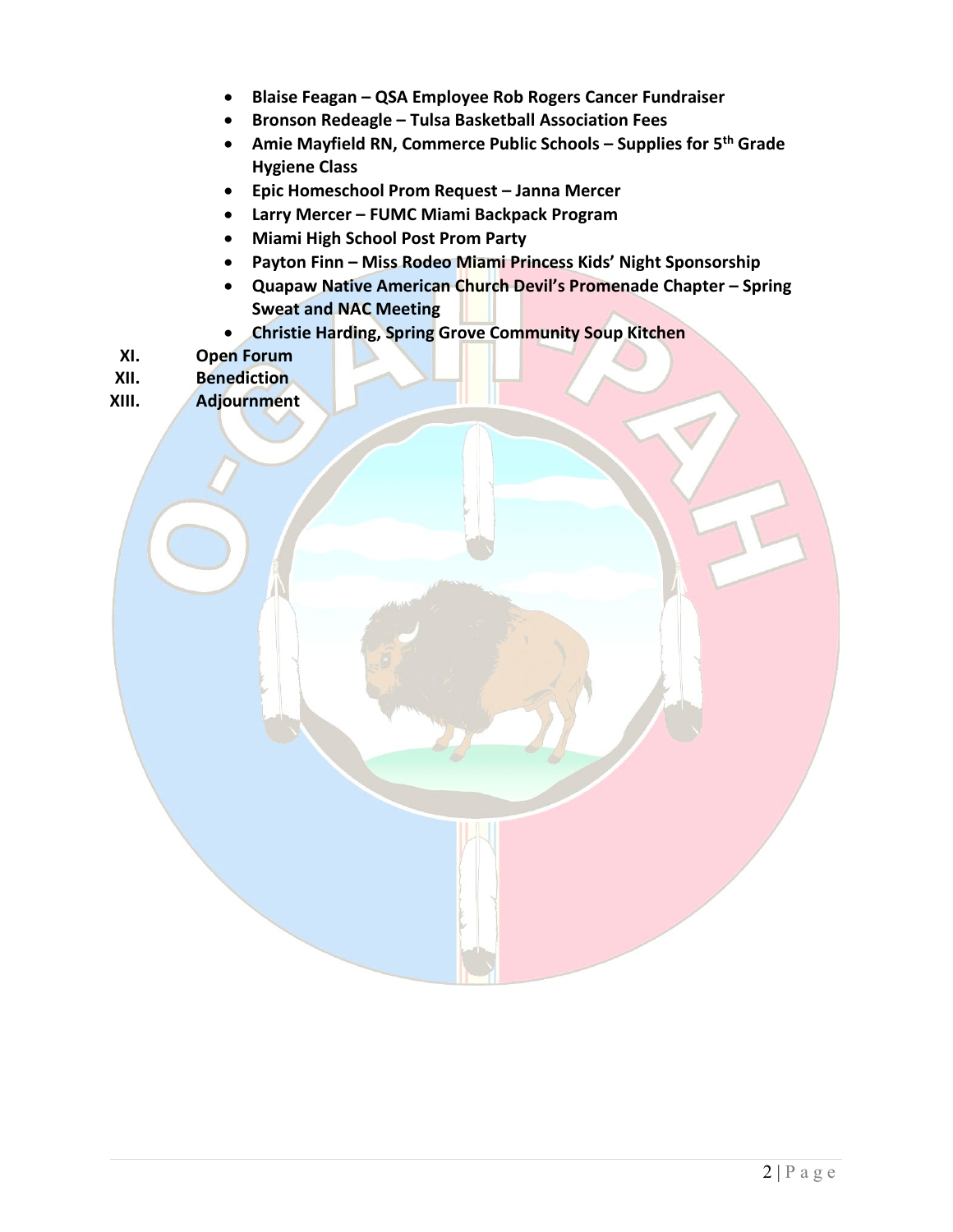- **Blaise Feagan – QSA Employee Rob Rogers Cancer Fundraiser**
- **Bronson Redeagle – Tulsa Basketball Association Fees**
- **Amie Mayfield RN, Commerce Public Schools – Supplies for 5th Grade Hygiene Class**
- **Epic Homeschool Prom Request – Janna Mercer**
- **Larry Mercer – FUMC Miami Backpack Program**
- **Miami High School Post Prom Party**
- **Payton Finn – Miss Rodeo Miami Princess Kids' Night Sponsorship**
- **Quapaw Native American Church Devil's Promenade Chapter – Spring Sweat and NAC Meeting**
- **Christie Harding, Spring Grove Community Soup Kitchen**

**XI. Open Forum**

**XII. Benediction**

**XIII. Adjournment**